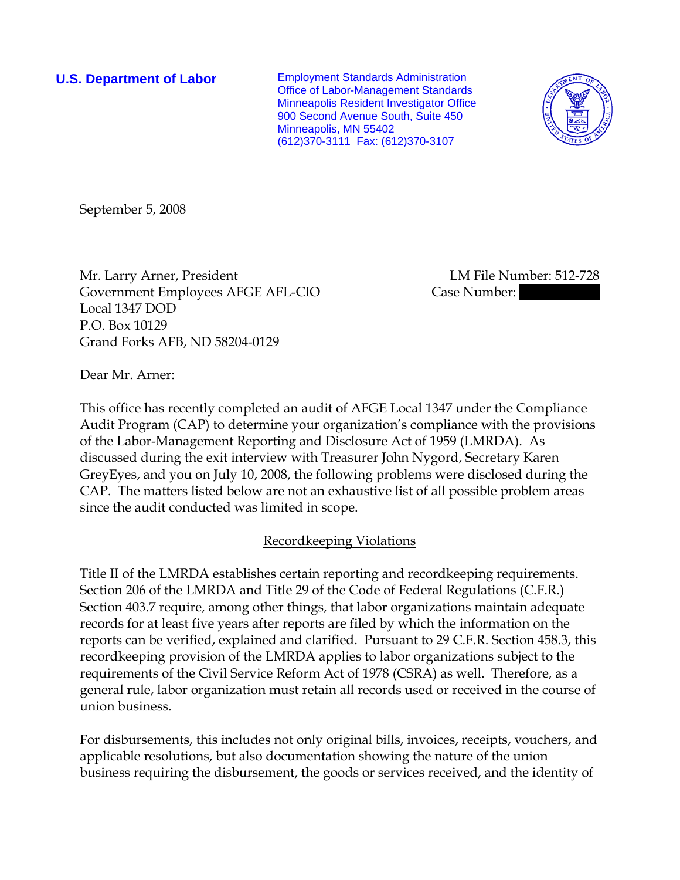**U.S. Department of Labor**

Employment Standards Administration
Office of Labor-Management Standards
Minneapolis Resident Investigator Office
900 Second Avenue South, Suite 450
Minneapolis, MN 55402
(612)370-3111 Fax: (612)370-3107

September 5, 2008

Mr. Larry Arner, President
Government Employees AFGE AFL-CIO
Local 1347 DOD
P.O. Box 10129
Grand Forks AFB, ND 58204-0129

LM File Number: 512-728
Case Number:

Dear Mr. Arner:

This office has recently completed an audit of AFGE Local 1347 under the Compliance Audit Program (CAP) to determine your organization's compliance with the provisions of the Labor-Management Reporting and Disclosure Act of 1959 (LMRDA). As discussed during the exit interview with Treasurer John Nygord, Secretary Karen GreyEyes, and you on July 10, 2008, the following problems were disclosed during the CAP. The matters listed below are not an exhaustive list of all possible problem areas since the audit conducted was limited in scope.

## Recordkeeping Violations

Title II of the LMRDA establishes certain reporting and recordkeeping requirements. Section 206 of the LMRDA and Title 29 of the Code of Federal Regulations (C.F.R.) Section 403.7 require, among other things, that labor organizations maintain adequate records for at least five years after reports are filed by which the information on the reports can be verified, explained and clarified. Pursuant to 29 C.F.R. Section 458.3, this recordkeeping provision of the LMRDA applies to labor organizations subject to the requirements of the Civil Service Reform Act of 1978 (CSRA) as well. Therefore, as a general rule, labor organization must retain all records used or received in the course of union business.

For disbursements, this includes not only original bills, invoices, receipts, vouchers, and applicable resolutions, but also documentation showing the nature of the union business requiring the disbursement, the goods or services received, and the identity of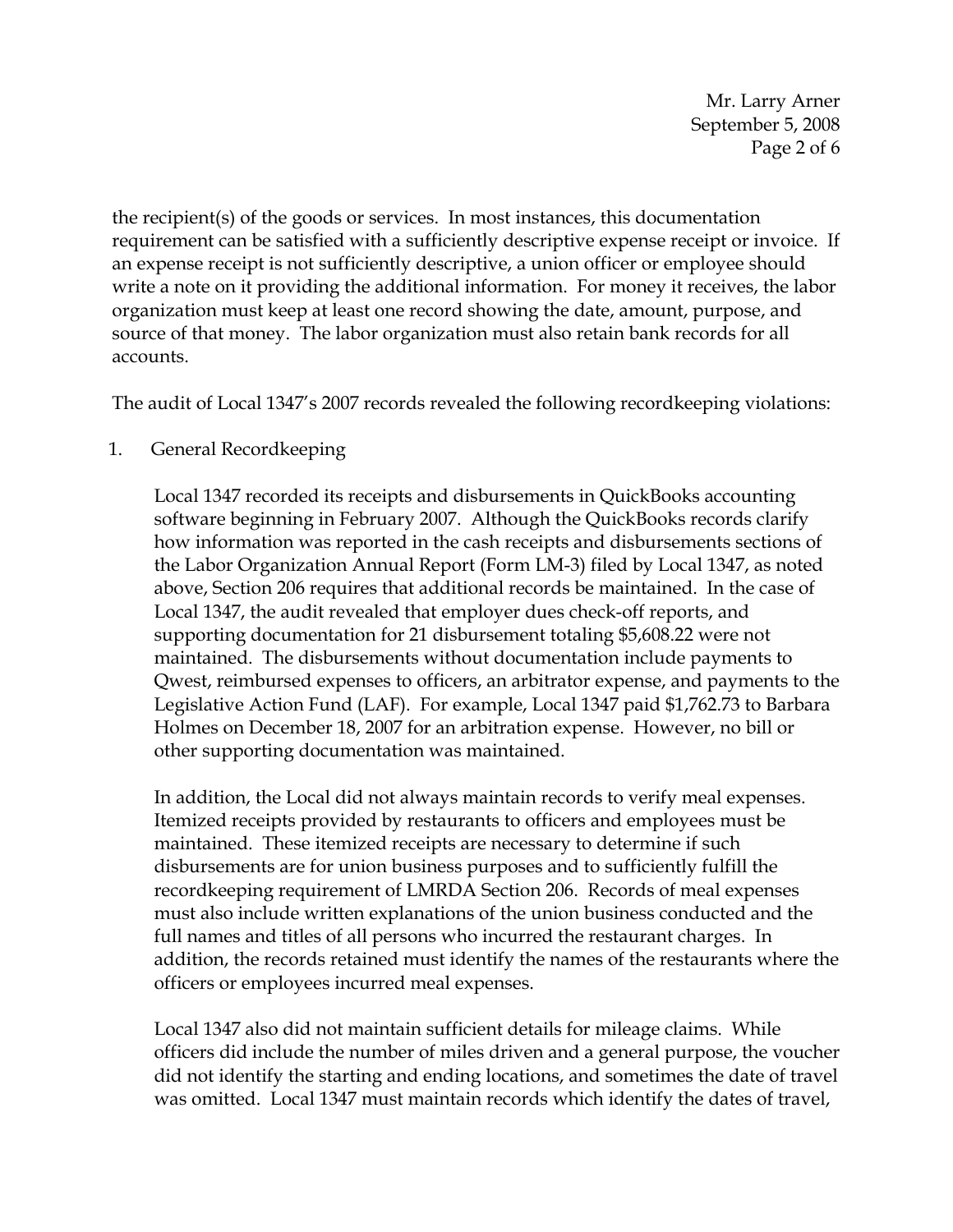the recipient(s) of the goods or services. In most instances, this documentation requirement can be satisfied with a sufficiently descriptive expense receipt or invoice. If an expense receipt is not sufficiently descriptive, a union officer or employee should write a note on it providing the additional information. For money it receives, the labor organization must keep at least one record showing the date, amount, purpose, and source of that money. The labor organization must also retain bank records for all accounts.

The audit of Local 1347's 2007 records revealed the following recordkeeping violations:

1. General Recordkeeping

   Local 1347 recorded its receipts and disbursements in QuickBooks accounting software beginning in February 2007. Although the QuickBooks records clarify how information was reported in the cash receipts and disbursements sections of the Labor Organization Annual Report (Form LM-3) filed by Local 1347, as noted above, Section 206 requires that additional records be maintained. In the case of Local 1347, the audit revealed that employer dues check-off reports, and supporting documentation for 21 disbursement totaling $5,608.22 were not maintained. The disbursements without documentation include payments to Qwest, reimbursed expenses to officers, an arbitrator expense, and payments to the Legislative Action Fund (LAF). For example, Local 1347 paid $1,762.73 to Barbara Holmes on December 18, 2007 for an arbitration expense. However, no bill or other supporting documentation was maintained.

   In addition, the Local did not always maintain records to verify meal expenses. Itemized receipts provided by restaurants to officers and employees must be maintained. These itemized receipts are necessary to determine if such disbursements are for union business purposes and to sufficiently fulfill the recordkeeping requirement of LMRDA Section 206. Records of meal expenses must also include written explanations of the union business conducted and the full names and titles of all persons who incurred the restaurant charges. In addition, the records retained must identify the names of the restaurants where the officers or employees incurred meal expenses.

   Local 1347 also did not maintain sufficient details for mileage claims. While officers did include the number of miles driven and a general purpose, the voucher did not identify the starting and ending locations, and sometimes the date of travel was omitted. Local 1347 must maintain records which identify the dates of travel,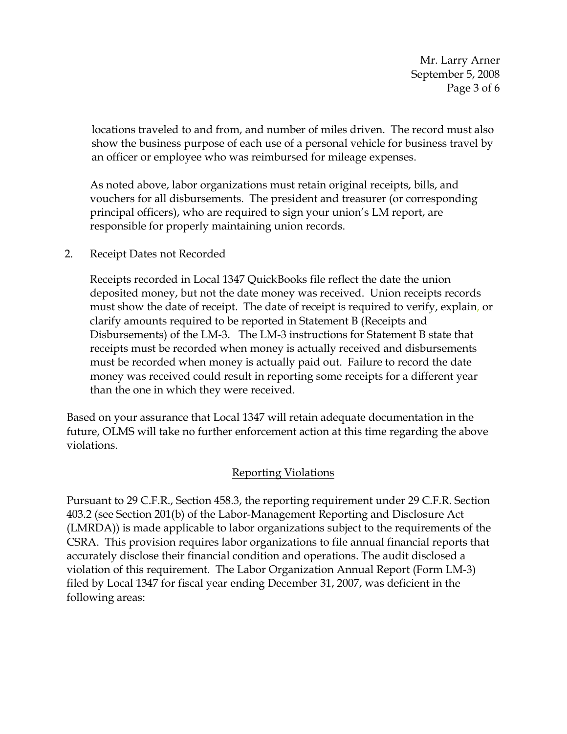locations traveled to and from, and number of miles driven. The record must also show the business purpose of each use of a personal vehicle for business travel by an officer or employee who was reimbursed for mileage expenses.

As noted above, labor organizations must retain original receipts, bills, and vouchers for all disbursements. The president and treasurer (or corresponding principal officers), who are required to sign your union's LM report, are responsible for properly maintaining union records.

2. Receipt Dates not Recorded

   Receipts recorded in Local 1347 QuickBooks file reflect the date the union deposited money, but not the date money was received. Union receipts records must show the date of receipt. The date of receipt is required to verify, explain, or clarify amounts required to be reported in Statement B (Receipts and Disbursements) of the LM-3. The LM-3 instructions for Statement B state that receipts must be recorded when money is actually received and disbursements must be recorded when money is actually paid out. Failure to record the date money was received could result in reporting some receipts for a different year than the one in which they were received.

Based on your assurance that Local 1347 will retain adequate documentation in the future, OLMS will take no further enforcement action at this time regarding the above violations.

## Reporting Violations

Pursuant to 29 C.F.R., Section 458.3, the reporting requirement under 29 C.F.R. Section 403.2 (see Section 201(b) of the Labor-Management Reporting and Disclosure Act (LMRDA)) is made applicable to labor organizations subject to the requirements of the CSRA. This provision requires labor organizations to file annual financial reports that accurately disclose their financial condition and operations. The audit disclosed a violation of this requirement. The Labor Organization Annual Report (Form LM-3) filed by Local 1347 for fiscal year ending December 31, 2007, was deficient in the following areas: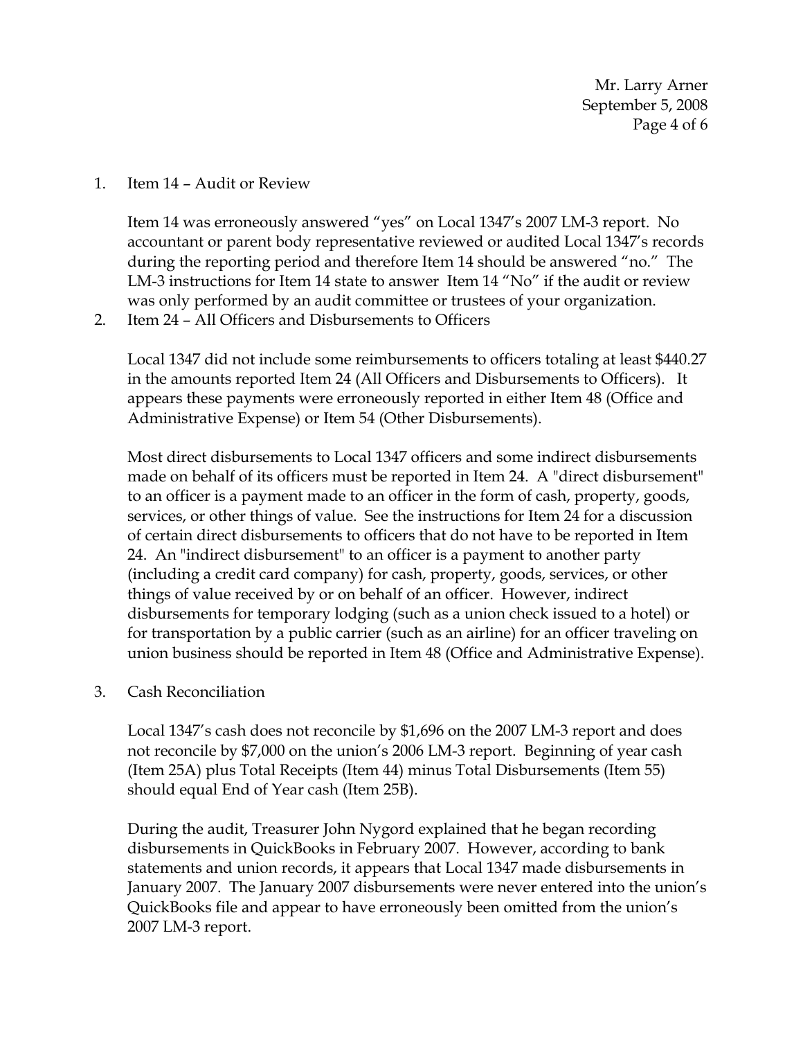1. Item 14 – Audit or Review

   Item 14 was erroneously answered "yes" on Local 1347's 2007 LM-3 report. No accountant or parent body representative reviewed or audited Local 1347's records during the reporting period and therefore Item 14 should be answered "no." The LM-3 instructions for Item 14 state to answer Item 14 "No" if the audit or review was only performed by an audit committee or trustees of your organization.

2. Item 24 – All Officers and Disbursements to Officers

   Local 1347 did not include some reimbursements to officers totaling at least $440.27 in the amounts reported Item 24 (All Officers and Disbursements to Officers). It appears these payments were erroneously reported in either Item 48 (Office and Administrative Expense) or Item 54 (Other Disbursements).

   Most direct disbursements to Local 1347 officers and some indirect disbursements made on behalf of its officers must be reported in Item 24. A "direct disbursement" to an officer is a payment made to an officer in the form of cash, property, goods, services, or other things of value. See the instructions for Item 24 for a discussion of certain direct disbursements to officers that do not have to be reported in Item 24. An "indirect disbursement" to an officer is a payment to another party (including a credit card company) for cash, property, goods, services, or other things of value received by or on behalf of an officer. However, indirect disbursements for temporary lodging (such as a union check issued to a hotel) or for transportation by a public carrier (such as an airline) for an officer traveling on union business should be reported in Item 48 (Office and Administrative Expense).

3. Cash Reconciliation

   Local 1347's cash does not reconcile by $1,696 on the 2007 LM-3 report and does not reconcile by $7,000 on the union's 2006 LM-3 report. Beginning of year cash (Item 25A) plus Total Receipts (Item 44) minus Total Disbursements (Item 55) should equal End of Year cash (Item 25B).

   During the audit, Treasurer John Nygord explained that he began recording disbursements in QuickBooks in February 2007. However, according to bank statements and union records, it appears that Local 1347 made disbursements in January 2007. The January 2007 disbursements were never entered into the union's QuickBooks file and appear to have erroneously been omitted from the union's 2007 LM-3 report.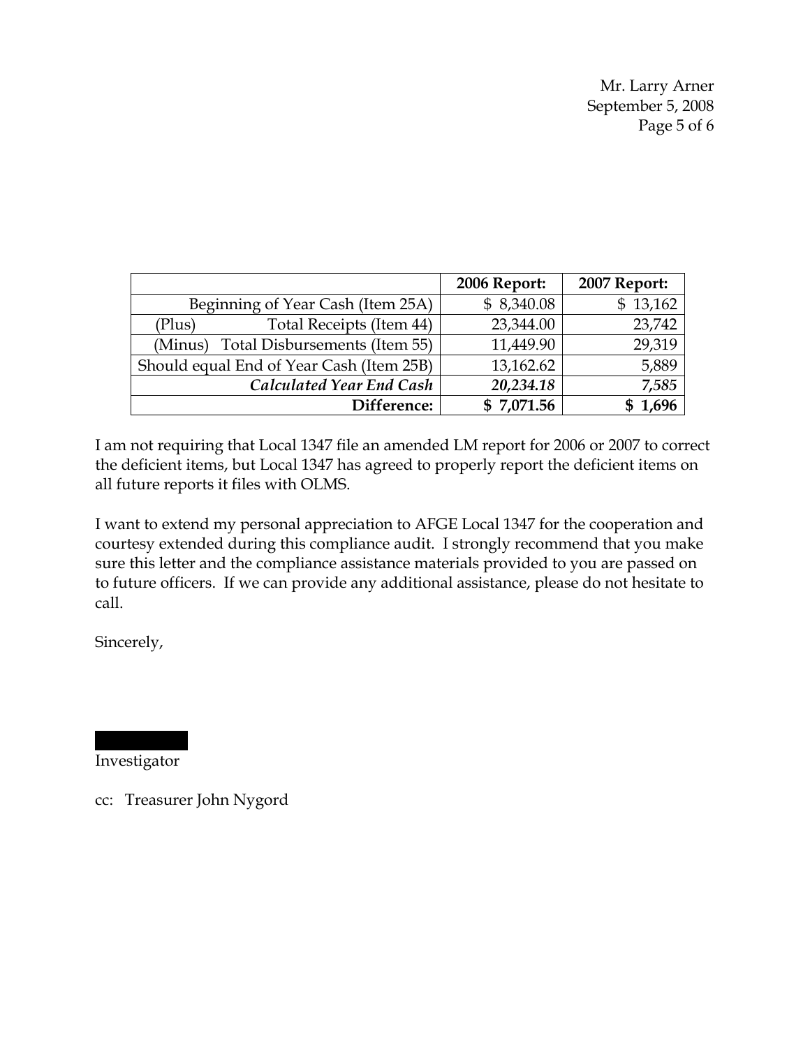| | 2006 Report: | 2007 Report: |
|---|---|---|
| Beginning of Year Cash (Item 25A) | $ 8,340.08 | $ 13,162 |
| (Plus) Total Receipts (Item 44) | 23,344.00 | 23,742 |
| (Minus) Total Disbursements (Item 55) | 11,449.90 | 29,319 |
| Should equal End of Year Cash (Item 25B) | 13,162.62 | 5,889 |
| ***Calculated Year End Cash*** | ***20,234.18*** | ***7,585*** |
| **Difference:** | **$ 7,071.56** | **$ 1,696** |

I am not requiring that Local 1347 file an amended LM report for 2006 or 2007 to correct the deficient items, but Local 1347 has agreed to properly report the deficient items on all future reports it files with OLMS.

I want to extend my personal appreciation to AFGE Local 1347 for the cooperation and courtesy extended during this compliance audit. I strongly recommend that you make sure this letter and the compliance assistance materials provided to you are passed on to future officers. If we can provide any additional assistance, please do not hesitate to call.

Sincerely,

Investigator

cc: Treasurer John Nygord